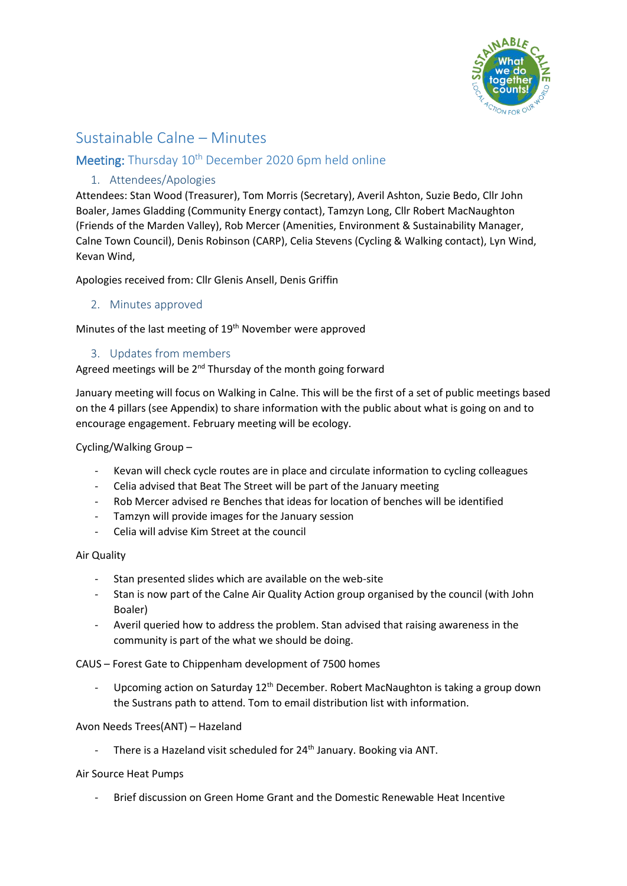# Sustainable Calne – Minutes

## Meeting: Thursday 10th December 2020 6pm held online

### 1. Attendees/Apologies

Attendees: Stan Wood (Treasurer), Tom Morris (Secretary), Averil Ashton, Suzie Bedo, Cllr John Boaler, James Gladding (Community Energy contact), Tamzyn Long, Cllr Robert MacNaughton (Friends of the Marden Valley), Rob Mercer (Amenities, Environment & Sustainability Manager, Calne Town Council), Denis Robinson (CARP), Celia Stevens (Cycling & Walking contact), Lyn Wind, Kevan Wind,

Apologies received from: Cllr Glenis Ansell, Denis Griffin

### 2. Minutes approved

Minutes of the last meeting of 19th November were approved

### 3. Updates from members

Agreed meetings will be 2nd Thursday of the month going forward

January meeting will focus on Walking in Calne. This will be the first of a set of public meetings based on the 4 pillars (see Appendix) to share information with the public about what is going on and to encourage engagement. February meeting will be ecology.

Cycling/Walking Group –

- Kevan will check cycle routes are in place and circulate information to cycling colleagues
- Celia advised that Beat The Street will be part of the January meeting
- Rob Mercer advised re Benches that ideas for location of benches will be identified
- Tamzyn will provide images for the January session
- Celia will advise Kim Street at the council

Air Quality

- Stan presented slides which are available on the web-site
- Stan is now part of the Calne Air Quality Action group organised by the council (with John Boaler)
- Averil queried how to address the problem. Stan advised that raising awareness in the community is part of the what we should be doing.

CAUS – Forest Gate to Chippenham development of 7500 homes

- Upcoming action on Saturday 12th December. Robert MacNaughton is taking a group down the Sustrans path to attend. Tom to email distribution list with information.

Avon Needs Trees(ANT) – Hazeland

- There is a Hazeland visit scheduled for 24th January. Booking via ANT.

Air Source Heat Pumps

- Brief discussion on Green Home Grant and the Domestic Renewable Heat Incentive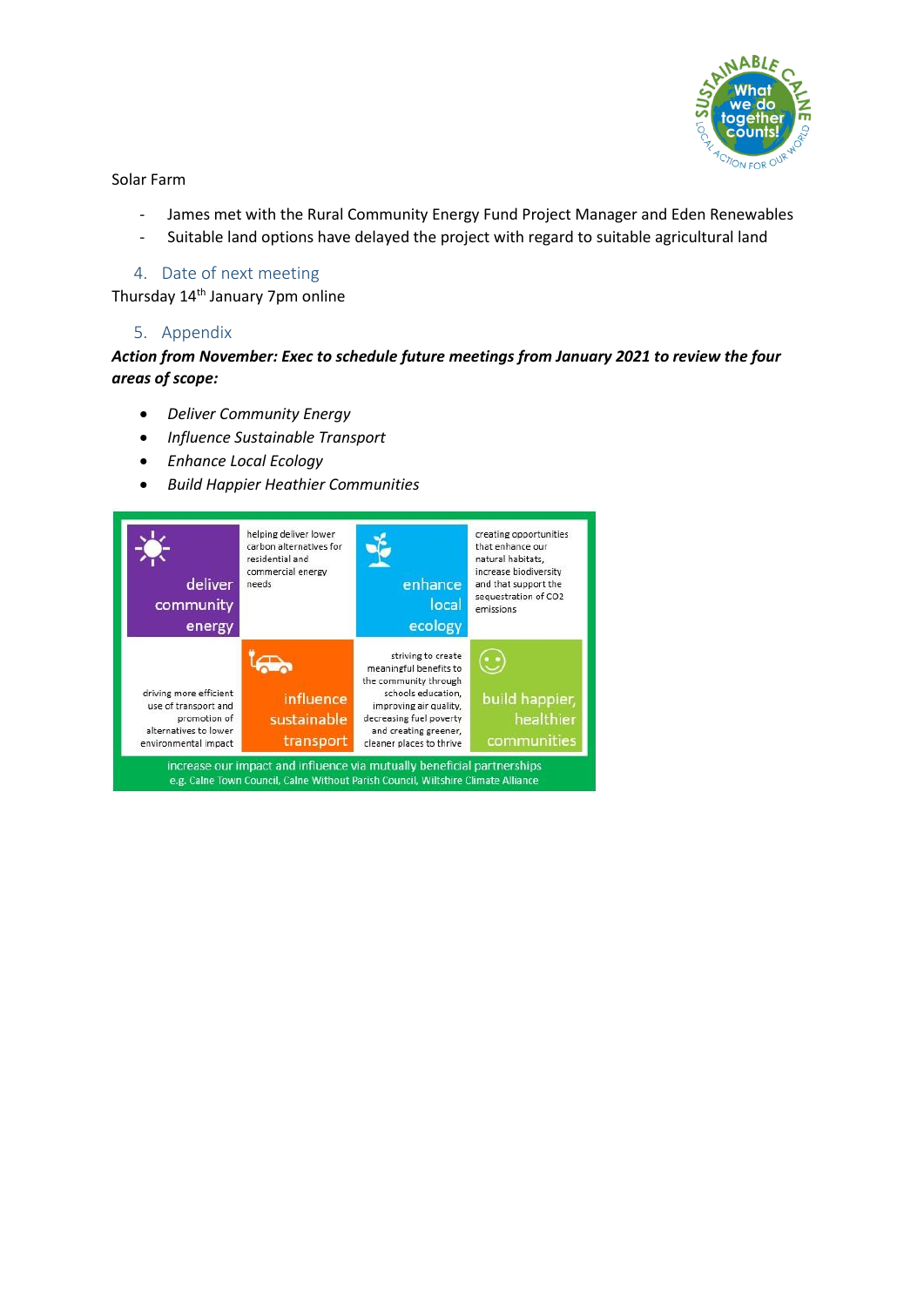Solar Farm

- James met with the Rural Community Energy Fund Project Manager and Eden Renewables
- Suitable land options have delayed the project with regard to suitable agricultural land

## 4. Date of next meeting

Thursday 14th January 7pm online

## 5. Appendix

***Action from November: Exec to schedule future meetings from January 2021 to review the four areas of scope:***

- *Deliver Community Energy*
- *Influence Sustainable Transport*
- *Enhance Local Ecology*
- *Build Happier Heathier Communities*

deliver community energy

helping deliver lower carbon alternatives for residential and commercial energy needs

enhance local ecology

creating opportunities that enhance our natural habitats, increase biodiversity and that support the sequestration of CO2 emissions

driving more efficient use of transport and promotion of alternatives to lower environmental impact

influence sustainable transport

striving to create meaningful benefits to the community through schools education, improving air quality, decreasing fuel poverty and creating greener, cleaner places to thrive

build happier, healthier communities

increase our impact and influence via mutually beneficial partnerships
e.g. Calne Town Council, Calne Without Parish Council, Wiltshire Climate Alliance